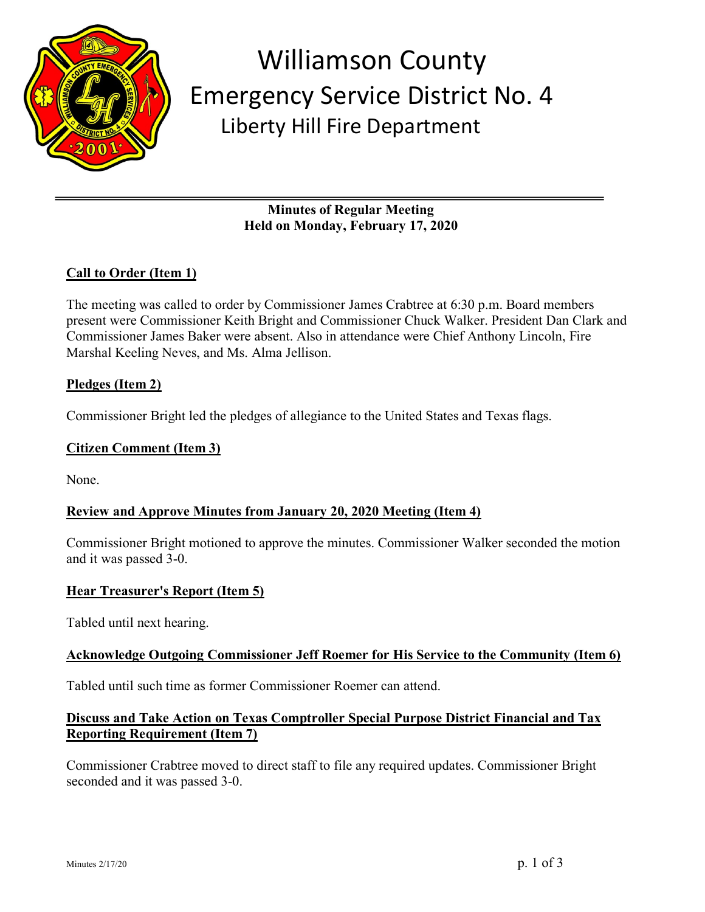# Williamson County
## Emergency Service District No. 4
### Liberty Hill Fire Department

---

**Minutes of Regular Meeting**
**Held on Monday, February 17, 2020**

**Call to Order (Item 1)**

The meeting was called to order by Commissioner James Crabtree at 6:30 p.m. Board members present were Commissioner Keith Bright and Commissioner Chuck Walker. President Dan Clark and Commissioner James Baker were absent. Also in attendance were Chief Anthony Lincoln, Fire Marshal Keeling Neves, and Ms. Alma Jellison.

**Pledges (Item 2)**

Commissioner Bright led the pledges of allegiance to the United States and Texas flags.

**Citizen Comment (Item 3)**

None.

**Review and Approve Minutes from January 20, 2020 Meeting (Item 4)**

Commissioner Bright motioned to approve the minutes. Commissioner Walker seconded the motion and it was passed 3-0.

**Hear Treasurer's Report (Item 5)**

Tabled until next hearing.

**Acknowledge Outgoing Commissioner Jeff Roemer for His Service to the Community (Item 6)**

Tabled until such time as former Commissioner Roemer can attend.

**Discuss and Take Action on Texas Comptroller Special Purpose District Financial and Tax Reporting Requirement (Item 7)**

Commissioner Crabtree moved to direct staff to file any required updates. Commissioner Bright seconded and it was passed 3-0.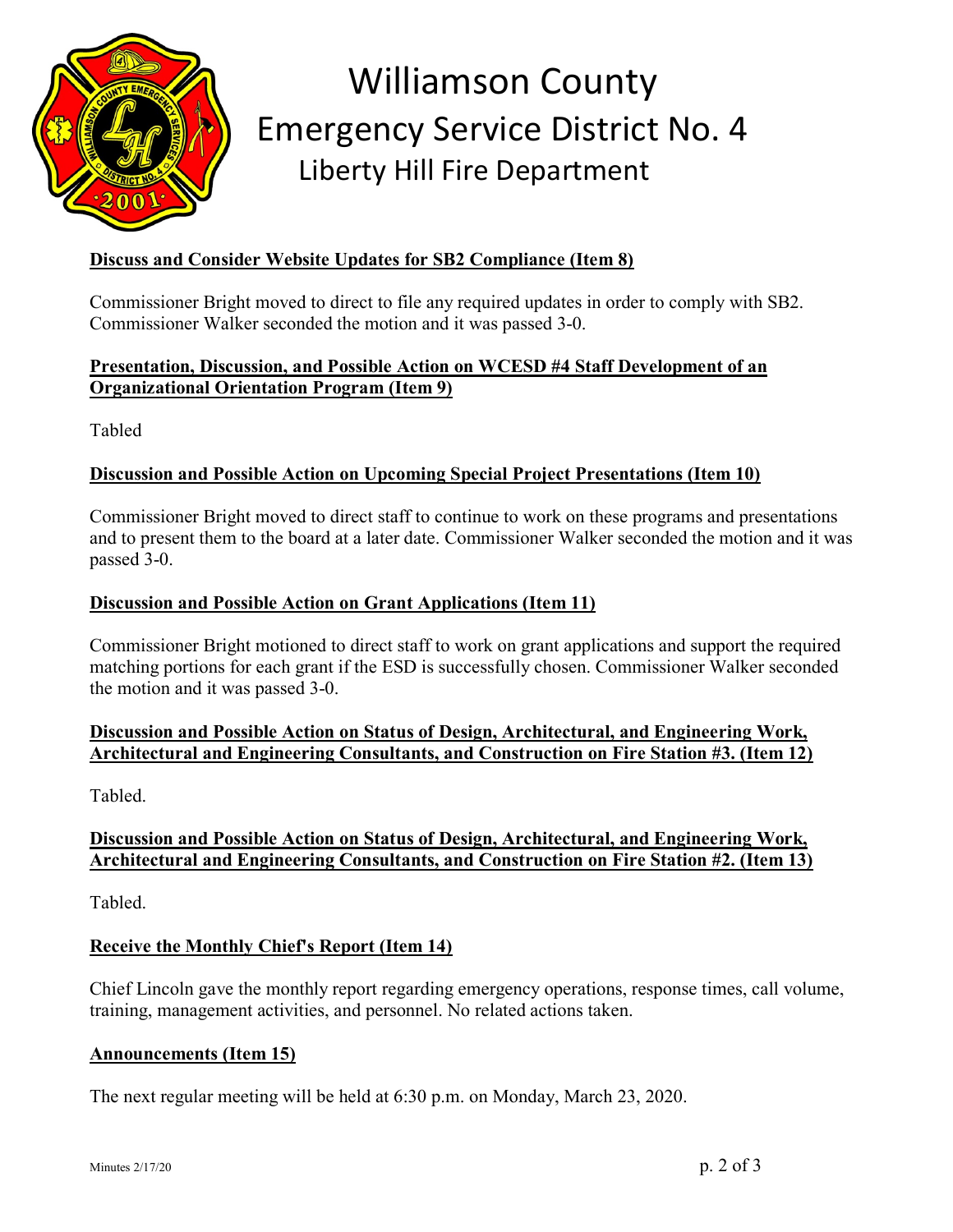**Discuss and Consider Website Updates for SB2 Compliance (Item 8)**

Commissioner Bright moved to direct to file any required updates in order to comply with SB2. Commissioner Walker seconded the motion and it was passed 3-0.

**Presentation, Discussion, and Possible Action on WCESD #4 Staff Development of an Organizational Orientation Program (Item 9)**

Tabled

**Discussion and Possible Action on Upcoming Special Project Presentations (Item 10)**

Commissioner Bright moved to direct staff to continue to work on these programs and presentations and to present them to the board at a later date. Commissioner Walker seconded the motion and it was passed 3-0.

**Discussion and Possible Action on Grant Applications (Item 11)**

Commissioner Bright motioned to direct staff to work on grant applications and support the required matching portions for each grant if the ESD is successfully chosen. Commissioner Walker seconded the motion and it was passed 3-0.

**Discussion and Possible Action on Status of Design, Architectural, and Engineering Work, Architectural and Engineering Consultants, and Construction on Fire Station #3. (Item 12)**

Tabled.

**Discussion and Possible Action on Status of Design, Architectural, and Engineering Work, Architectural and Engineering Consultants, and Construction on Fire Station #2. (Item 13)**

Tabled.

**Receive the Monthly Chief's Report (Item 14)**

Chief Lincoln gave the monthly report regarding emergency operations, response times, call volume, training, management activities, and personnel. No related actions taken.

**Announcements (Item 15)**

The next regular meeting will be held at 6:30 p.m. on Monday, March 23, 2020.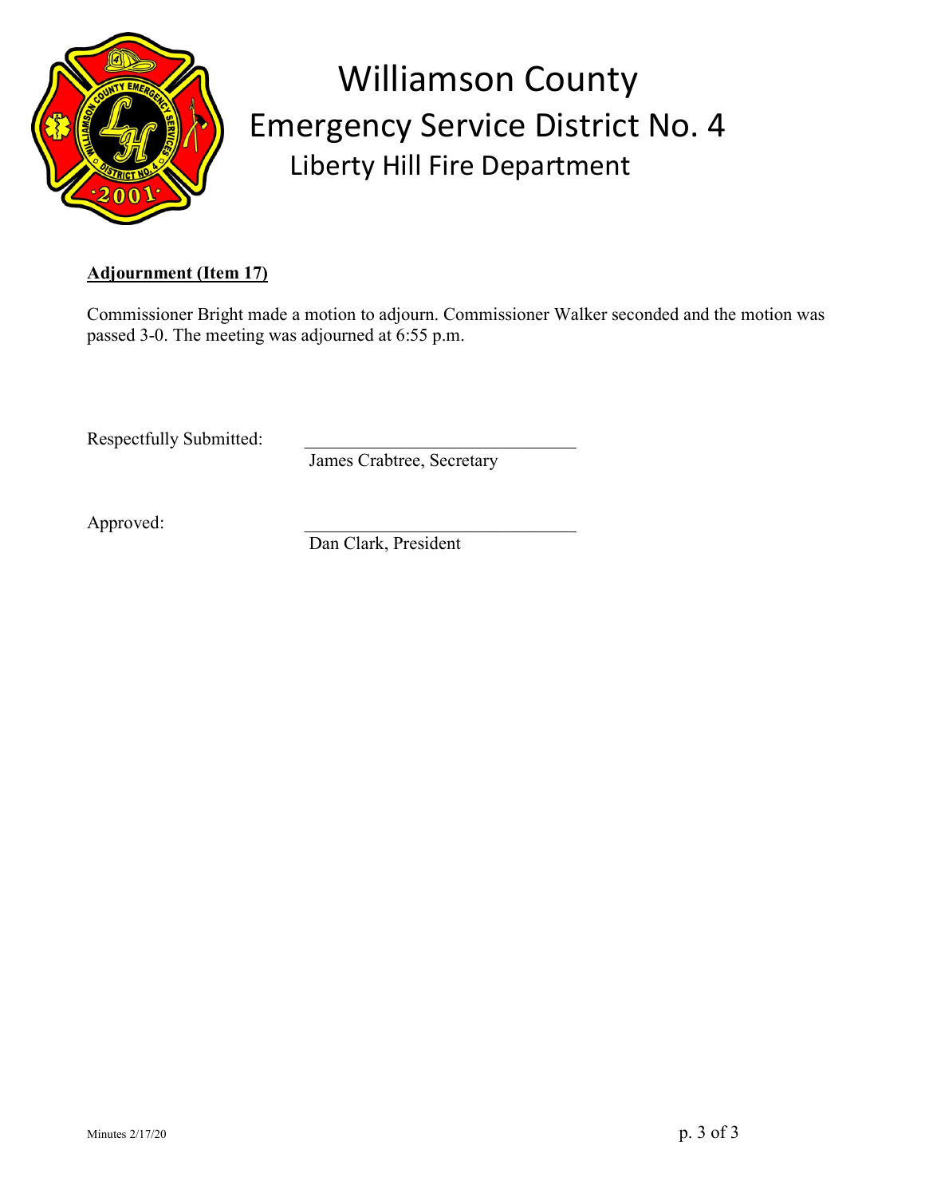# Williamson County
## Emergency Service District No. 4
### Liberty Hill Fire Department

**Adjournment (Item 17)**

Commissioner Bright made a motion to adjourn. Commissioner Walker seconded and the motion was passed 3-0. The meeting was adjourned at 6:55 p.m.

Respectfully Submitted: ______________________________
James Crabtree, Secretary

Approved: ______________________________
Dan Clark, President

Minutes 2/17/20